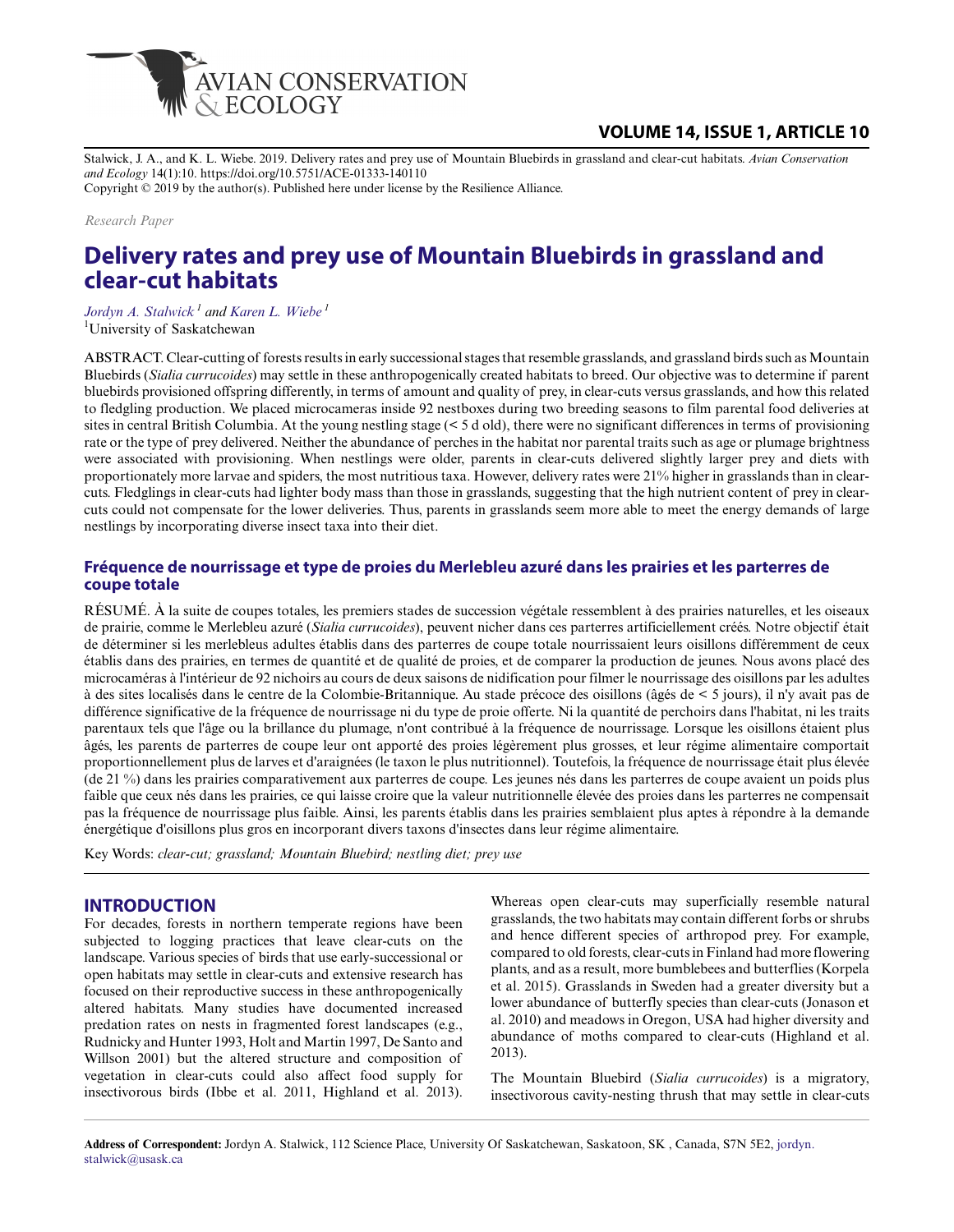Stalwick, J. A., and K. L. Wiebe. 2019. Delivery rates and prey use of Mountain Bluebirds in grassland and clear-cut habitats. *Avian Conservation and Ecology* 14(1):10. https://doi.org/10.5751/ACE-01333-140110
Copyright © 2019 by the author(s). Published here under license by the Resilience Alliance.

*Research Paper*

# Delivery rates and prey use of Mountain Bluebirds in grassland and clear-cut habitats

*Jordyn A. Stalwick* [1] *and Karen L. Wiebe* [1]
[1]University of Saskatchewan

ABSTRACT. Clear-cutting of forests results in early successional stages that resemble grasslands, and grassland birds such as Mountain Bluebirds (*Sialia currucoides*) may settle in these anthropogenically created habitats to breed. Our objective was to determine if parent bluebirds provisioned offspring differently, in terms of amount and quality of prey, in clear-cuts versus grasslands, and how this related to fledgling production. We placed microcameras inside 92 nestboxes during two breeding seasons to film parental food deliveries at sites in central British Columbia. At the young nestling stage (< 5 d old), there were no significant differences in terms of provisioning rate or the type of prey delivered. Neither the abundance of perches in the habitat nor parental traits such as age or plumage brightness were associated with provisioning. When nestlings were older, parents in clear-cuts delivered slightly larger prey and diets with proportionately more larvae and spiders, the most nutritious taxa. However, delivery rates were 21% higher in grasslands than in clear-cuts. Fledglings in clear-cuts had lighter body mass than those in grasslands, suggesting that the high nutrient content of prey in clear-cuts could not compensate for the lower deliveries. Thus, parents in grasslands seem more able to meet the energy demands of large nestlings by incorporating diverse insect taxa into their diet.

## Fréquence de nourrissage et type de proies du Merlebleu azuré dans les prairies et les parterres de coupe totale

RÉSUMÉ. À la suite de coupes totales, les premiers stades de succession végétale ressemblent à des prairies naturelles, et les oiseaux de prairie, comme le Merlebleu azuré (*Sialia currucoides*), peuvent nicher dans ces parterres artificiellement créés. Notre objectif était de déterminer si les merlebleus adultes établis dans des parterres de coupe totale nourrissaient leurs oisillons différemment de ceux établis dans des prairies, en termes de quantité et de qualité de proies, et de comparer la production de jeunes. Nous avons placé des microcaméras à l'intérieur de 92 nichoirs au cours de deux saisons de nidification pour filmer le nourrissage des oisillons par les adultes à des sites localisés dans le centre de la Colombie-Britannique. Au stade précoce des oisillons (âgés de < 5 jours), il n'y avait pas de différence significative de la fréquence de nourrissage ni du type de proie offerte. Ni la quantité de perchoirs dans l'habitat, ni les traits parentaux tels que l'âge ou la brillance du plumage, n'ont contribué à la fréquence de nourrissage. Lorsque les oisillons étaient plus âgés, les parents de parterres de coupe leur ont apporté des proies légèrement plus grosses, et leur régime alimentaire comportait proportionnellement plus de larves et d'araignées (le taxon le plus nutritionnel). Toutefois, la fréquence de nourrissage était plus élevée (de 21 %) dans les prairies comparativement aux parterres de coupe. Les jeunes nés dans les parterres de coupe avaient un poids plus faible que ceux nés dans les prairies, ce qui laisse croire que la valeur nutritionnelle élevée des proies dans les parterres ne compensait pas la fréquence de nourrissage plus faible. Ainsi, les parents établis dans les prairies semblaient plus aptes à répondre à la demande énergétique d'oisillons plus gros en incorporant divers taxons d'insectes dans leur régime alimentaire.

Key Words: *clear-cut; grassland; Mountain Bluebird; nestling diet; prey use*

## INTRODUCTION

For decades, forests in northern temperate regions have been subjected to logging practices that leave clear-cuts on the landscape. Various species of birds that use early-successional or open habitats may settle in clear-cuts and extensive research has focused on their reproductive success in these anthropogenically altered habitats. Many studies have documented increased predation rates on nests in fragmented forest landscapes (e.g., Rudnicky and Hunter 1993, Holt and Martin 1997, De Santo and Willson 2001) but the altered structure and composition of vegetation in clear-cuts could also affect food supply for insectivorous birds (Ibbe et al. 2011, Highland et al. 2013). Whereas open clear-cuts may superficially resemble natural grasslands, the two habitats may contain different forbs or shrubs and hence different species of arthropod prey. For example, compared to old forests, clear-cuts in Finland had more flowering plants, and as a result, more bumblebees and butterflies (Korpela et al. 2015). Grasslands in Sweden had a greater diversity but a lower abundance of butterfly species than clear-cuts (Jonason et al. 2010) and meadows in Oregon, USA had higher diversity and abundance of moths compared to clear-cuts (Highland et al. 2013).

The Mountain Bluebird (*Sialia currucoides*) is a migratory, insectivorous cavity-nesting thrush that may settle in clear-cuts

**Address of Correspondent:** Jordyn A. Stalwick, 112 Science Place, University Of Saskatchewan, Saskatoon, SK , Canada, S7N 5E2, jordyn.stalwick@usask.ca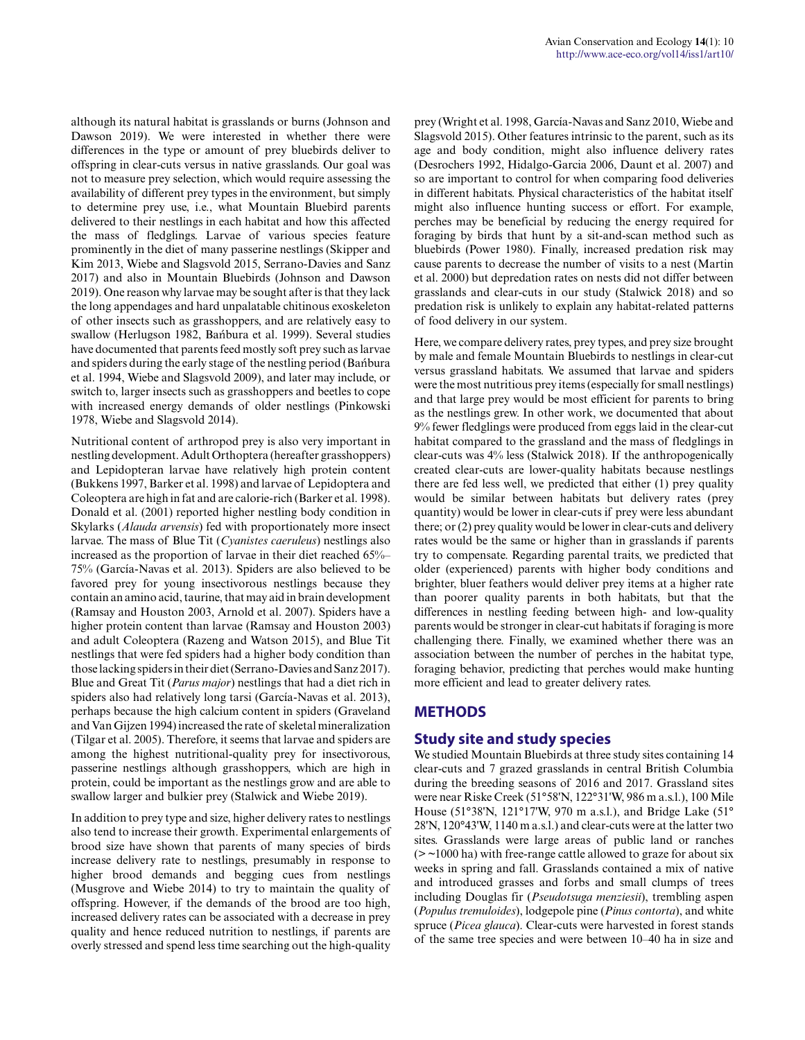although its natural habitat is grasslands or burns (Johnson and Dawson 2019). We were interested in whether there were differences in the type or amount of prey bluebirds deliver to offspring in clear-cuts versus in native grasslands. Our goal was not to measure prey selection, which would require assessing the availability of different prey types in the environment, but simply to determine prey use, i.e., what Mountain Bluebird parents delivered to their nestlings in each habitat and how this affected the mass of fledglings. Larvae of various species feature prominently in the diet of many passerine nestlings (Skipper and Kim 2013, Wiebe and Slagsvold 2015, Serrano-Davies and Sanz 2017) and also in Mountain Bluebirds (Johnson and Dawson 2019). One reason why larvae may be sought after is that they lack the long appendages and hard unpalatable chitinous exoskeleton of other insects such as grasshoppers, and are relatively easy to swallow (Herlugson 1982, Bańbura et al. 1999). Several studies have documented that parents feed mostly soft prey such as larvae and spiders during the early stage of the nestling period (Bańbura et al. 1994, Wiebe and Slagsvold 2009), and later may include, or switch to, larger insects such as grasshoppers and beetles to cope with increased energy demands of older nestlings (Pinkowski 1978, Wiebe and Slagsvold 2014).

Nutritional content of arthropod prey is also very important in nestling development. Adult Orthoptera (hereafter grasshoppers) and Lepidopteran larvae have relatively high protein content (Bukkens 1997, Barker et al. 1998) and larvae of Lepidoptera and Coleoptera are high in fat and are calorie-rich (Barker et al. 1998). Donald et al. (2001) reported higher nestling body condition in Skylarks (*Alauda arvensis*) fed with proportionately more insect larvae. The mass of Blue Tit (*Cyanistes caeruleus*) nestlings also increased as the proportion of larvae in their diet reached 65%–75% (García-Navas et al. 2013). Spiders are also believed to be favored prey for young insectivorous nestlings because they contain an amino acid, taurine, that may aid in brain development (Ramsay and Houston 2003, Arnold et al. 2007). Spiders have a higher protein content than larvae (Ramsay and Houston 2003) and adult Coleoptera (Razeng and Watson 2015), and Blue Tit nestlings that were fed spiders had a higher body condition than those lacking spiders in their diet (Serrano-Davies and Sanz 2017). Blue and Great Tit (*Parus major*) nestlings that had a diet rich in spiders also had relatively long tarsi (García-Navas et al. 2013), perhaps because the high calcium content in spiders (Graveland and Van Gijzen 1994) increased the rate of skeletal mineralization (Tilgar et al. 2005). Therefore, it seems that larvae and spiders are among the highest nutritional-quality prey for insectivorous, passerine nestlings although grasshoppers, which are high in protein, could be important as the nestlings grow and are able to swallow larger and bulkier prey (Stalwick and Wiebe 2019).

In addition to prey type and size, higher delivery rates to nestlings also tend to increase their growth. Experimental enlargements of brood size have shown that parents of many species of birds increase delivery rate to nestlings, presumably in response to higher brood demands and begging cues from nestlings (Musgrove and Wiebe 2014) to try to maintain the quality of offspring. However, if the demands of the brood are too high, increased delivery rates can be associated with a decrease in prey quality and hence reduced nutrition to nestlings, if parents are overly stressed and spend less time searching out the high-quality prey (Wright et al. 1998, García-Navas and Sanz 2010, Wiebe and Slagsvold 2015). Other features intrinsic to the parent, such as its age and body condition, might also influence delivery rates (Desrochers 1992, Hidalgo-Garcia 2006, Daunt et al. 2007) and so are important to control for when comparing food deliveries in different habitats. Physical characteristics of the habitat itself might also influence hunting success or effort. For example, perches may be beneficial by reducing the energy required for foraging by birds that hunt by a sit-and-scan method such as bluebirds (Power 1980). Finally, increased predation risk may cause parents to decrease the number of visits to a nest (Martin et al. 2000) but depredation rates on nests did not differ between grasslands and clear-cuts in our study (Stalwick 2018) and so predation risk is unlikely to explain any habitat-related patterns of food delivery in our system.

Here, we compare delivery rates, prey types, and prey size brought by male and female Mountain Bluebirds to nestlings in clear-cut versus grassland habitats. We assumed that larvae and spiders were the most nutritious prey items (especially for small nestlings) and that large prey would be most efficient for parents to bring as the nestlings grew. In other work, we documented that about 9% fewer fledglings were produced from eggs laid in the clear-cut habitat compared to the grassland and the mass of fledglings in clear-cuts was 4% less (Stalwick 2018). If the anthropogenically created clear-cuts are lower-quality habitats because nestlings there are fed less well, we predicted that either (1) prey quality would be similar between habitats but delivery rates (prey quantity) would be lower in clear-cuts if prey were less abundant there; or (2) prey quality would be lower in clear-cuts and delivery rates would be the same or higher than in grasslands if parents try to compensate. Regarding parental traits, we predicted that older (experienced) parents with higher body conditions and brighter, bluer feathers would deliver prey items at a higher rate than poorer quality parents in both habitats, but that the differences in nestling feeding between high- and low-quality parents would be stronger in clear-cut habitats if foraging is more challenging there. Finally, we examined whether there was an association between the number of perches in the habitat type, foraging behavior, predicting that perches would make hunting more efficient and lead to greater delivery rates.

## METHODS

### Study site and study species

We studied Mountain Bluebirds at three study sites containing 14 clear-cuts and 7 grazed grasslands in central British Columbia during the breeding seasons of 2016 and 2017. Grassland sites were near Riske Creek (51°58'N, 122°31'W, 986 m a.s.l.), 100 Mile House (51°38'N, 121°17'W, 970 m a.s.l.), and Bridge Lake (51° 28'N, 120°43'W, 1140 m a.s.l.) and clear-cuts were at the latter two sites. Grasslands were large areas of public land or ranches (> ~1000 ha) with free-range cattle allowed to graze for about six weeks in spring and fall. Grasslands contained a mix of native and introduced grasses and forbs and small clumps of trees including Douglas fir (*Pseudotsuga menziesii*), trembling aspen (*Populus tremuloides*), lodgepole pine (*Pinus contorta*), and white spruce (*Picea glauca*). Clear-cuts were harvested in forest stands of the same tree species and were between 10–40 ha in size and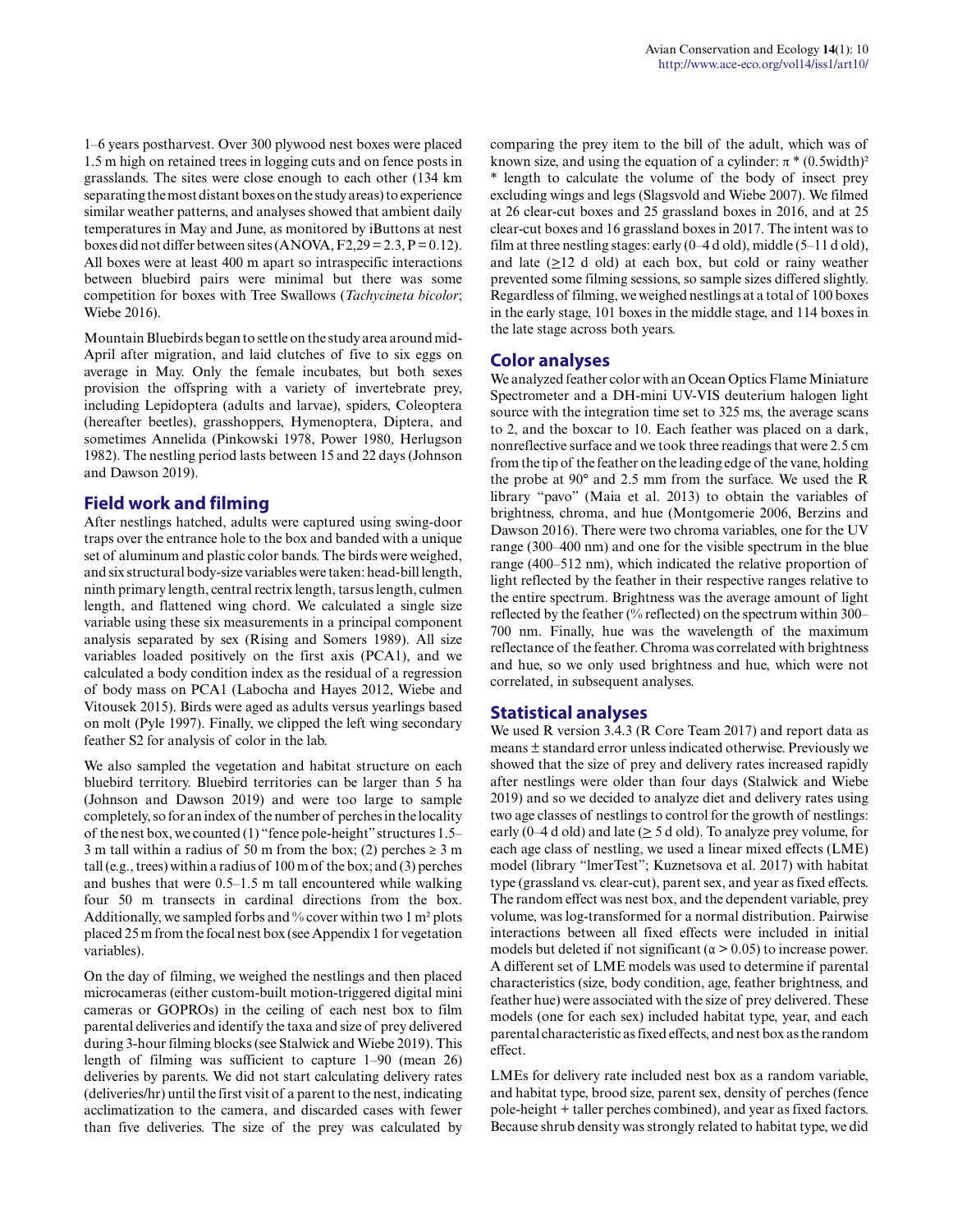1–6 years postharvest. Over 300 plywood nest boxes were placed 1.5 m high on retained trees in logging cuts and on fence posts in grasslands. The sites were close enough to each other (134 km separating the most distant boxes on the study areas) to experience similar weather patterns, and analyses showed that ambient daily temperatures in May and June, as monitored by iButtons at nest boxes did not differ between sites (ANOVA, $F_{2,29} = 2.3$, $P = 0.12$). All boxes were at least 400 m apart so intraspecific interactions between bluebird pairs were minimal but there was some competition for boxes with Tree Swallows (*Tachycineta bicolor*; Wiebe 2016).

Mountain Bluebirds began to settle on the study area around mid-April after migration, and laid clutches of five to six eggs on average in May. Only the female incubates, but both sexes provision the offspring with a variety of invertebrate prey, including Lepidoptera (adults and larvae), spiders, Coleoptera (hereafter beetles), grasshoppers, Hymenoptera, Diptera, and sometimes Annelida (Pinkowski 1978, Power 1980, Herlugson 1982). The nestling period lasts between 15 and 22 days (Johnson and Dawson 2019).

## Field work and filming

After nestlings hatched, adults were captured using swing-door traps over the entrance hole to the box and banded with a unique set of aluminum and plastic color bands. The birds were weighed, and six structural body-size variables were taken: head-bill length, ninth primary length, central rectrix length, tarsus length, culmen length, and flattened wing chord. We calculated a single size variable using these six measurements in a principal component analysis separated by sex (Rising and Somers 1989). All size variables loaded positively on the first axis (PCA1), and we calculated a body condition index as the residual of a regression of body mass on PCA1 (Labocha and Hayes 2012, Wiebe and Vitousek 2015). Birds were aged as adults versus yearlings based on molt (Pyle 1997). Finally, we clipped the left wing secondary feather S2 for analysis of color in the lab.

We also sampled the vegetation and habitat structure on each bluebird territory. Bluebird territories can be larger than 5 ha (Johnson and Dawson 2019) and were too large to sample completely, so for an index of the number of perches in the locality of the nest box, we counted (1) "fence pole-height" structures 1.5–3 m tall within a radius of 50 m from the box; (2) perches ≥ 3 m tall (e.g., trees) within a radius of 100 m of the box; and (3) perches and bushes that were 0.5–1.5 m tall encountered while walking four 50 m transects in cardinal directions from the box. Additionally, we sampled forbs and % cover within two 1 m² plots placed 25 m from the focal nest box (see Appendix 1 for vegetation variables).

On the day of filming, we weighed the nestlings and then placed microcameras (either custom-built motion-triggered digital mini cameras or GOPROs) in the ceiling of each nest box to film parental deliveries and identify the taxa and size of prey delivered during 3-hour filming blocks (see Stalwick and Wiebe 2019). This length of filming was sufficient to capture 1–90 (mean 26) deliveries by parents. We did not start calculating delivery rates (deliveries/hr) until the first visit of a parent to the nest, indicating acclimatization to the camera, and discarded cases with fewer than five deliveries. The size of the prey was calculated by comparing the prey item to the bill of the adult, which was of known size, and using the equation of a cylinder: $\pi * (0.5\text{width})^2 * \text{length}$ to calculate the volume of the body of insect prey excluding wings and legs (Slagsvold and Wiebe 2007). We filmed at 26 clear-cut boxes and 25 grassland boxes in 2016, and at 25 clear-cut boxes and 16 grassland boxes in 2017. The intent was to film at three nestling stages: early (0–4 d old), middle (5–11 d old), and late (≥12 d old) at each box, but cold or rainy weather prevented some filming sessions, so sample sizes differed slightly. Regardless of filming, we weighed nestlings at a total of 100 boxes in the early stage, 101 boxes in the middle stage, and 114 boxes in the late stage across both years.

## Color analyses

We analyzed feather color with an Ocean Optics Flame Miniature Spectrometer and a DH-mini UV-VIS deuterium halogen light source with the integration time set to 325 ms, the average scans to 2, and the boxcar to 10. Each feather was placed on a dark, nonreflective surface and we took three readings that were 2.5 cm from the tip of the feather on the leading edge of the vane, holding the probe at 90° and 2.5 mm from the surface. We used the R library "pavo" (Maia et al. 2013) to obtain the variables of brightness, chroma, and hue (Montgomerie 2006, Berzins and Dawson 2016). There were two chroma variables, one for the UV range (300–400 nm) and one for the visible spectrum in the blue range (400–512 nm), which indicated the relative proportion of light reflected by the feather in their respective ranges relative to the entire spectrum. Brightness was the average amount of light reflected by the feather (% reflected) on the spectrum within 300–700 nm. Finally, hue was the wavelength of the maximum reflectance of the feather. Chroma was correlated with brightness and hue, so we only used brightness and hue, which were not correlated, in subsequent analyses.

## Statistical analyses

We used R version 3.4.3 (R Core Team 2017) and report data as means ± standard error unless indicated otherwise. Previously we showed that the size of prey and delivery rates increased rapidly after nestlings were older than four days (Stalwick and Wiebe 2019) and so we decided to analyze diet and delivery rates using two age classes of nestlings to control for the growth of nestlings: early (0–4 d old) and late (≥ 5 d old). To analyze prey volume, for each age class of nestling, we used a linear mixed effects (LME) model (library "lmerTest"; Kuznetsova et al. 2017) with habitat type (grassland vs. clear-cut), parent sex, and year as fixed effects. The random effect was nest box, and the dependent variable, prey volume, was log-transformed for a normal distribution. Pairwise interactions between all fixed effects were included in initial models but deleted if not significant ($\alpha > 0.05$) to increase power. A different set of LME models was used to determine if parental characteristics (size, body condition, age, feather brightness, and feather hue) were associated with the size of prey delivered. These models (one for each sex) included habitat type, year, and each parental characteristic as fixed effects, and nest box as the random effect.

LMEs for delivery rate included nest box as a random variable, and habitat type, brood size, parent sex, density of perches (fence pole-height + taller perches combined), and year as fixed factors. Because shrub density was strongly related to habitat type, we did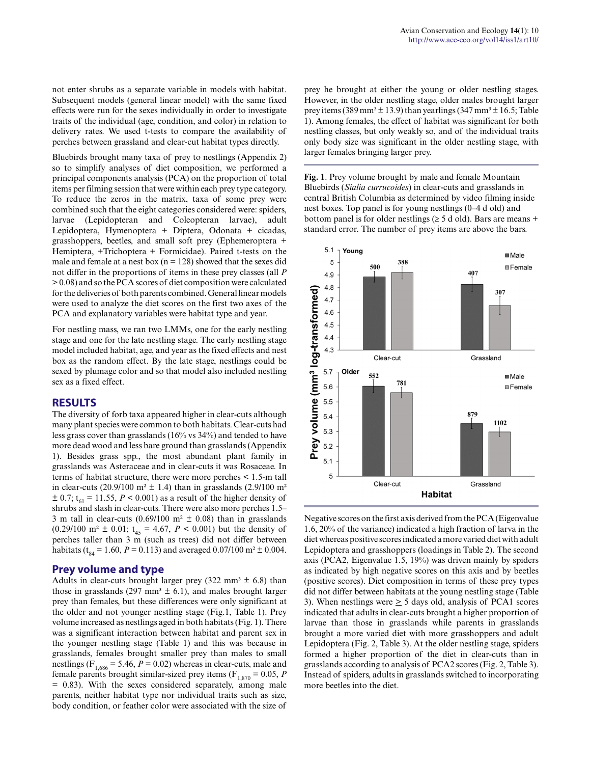not enter shrubs as a separate variable in models with habitat. Subsequent models (general linear model) with the same fixed effects were run for the sexes individually in order to investigate traits of the individual (age, condition, and color) in relation to delivery rates. We used t-tests to compare the availability of perches between grassland and clear-cut habitat types directly.

Bluebirds brought many taxa of prey to nestlings (Appendix 2) so to simplify analyses of diet composition, we performed a principal components analysis (PCA) on the proportion of total items per filming session that were within each prey type category. To reduce the zeros in the matrix, taxa of some prey were combined such that the eight categories considered were: spiders, larvae (Lepidopteran and Coleopteran larvae), adult Lepidoptera, Hymenoptera + Diptera, Odonata + cicadas, grasshoppers, beetles, and small soft prey (Ephemeroptera + Hemiptera, +Trichoptera + Formicidae). Paired t-tests on the male and female at a nest box (n = 128) showed that the sexes did not differ in the proportions of items in these prey classes (all $P > 0.08$) and so the PCA scores of diet composition were calculated for the deliveries of both parents combined. General linear models were used to analyze the diet scores on the first two axes of the PCA and explanatory variables were habitat type and year.

For nestling mass, we ran two LMMs, one for the early nestling stage and one for the late nestling stage. The early nestling stage model included habitat, age, and year as the fixed effects and nest box as the random effect. By the late stage, nestlings could be sexed by plumage color and so that model also included nestling sex as a fixed effect.

# RESULTS

The diversity of forb taxa appeared higher in clear-cuts although many plant species were common to both habitats. Clear-cuts had less grass cover than grasslands (16% vs 34%) and tended to have more dead wood and less bare ground than grasslands (Appendix 1). Besides grass spp., the most abundant plant family in grasslands was Asteraceae and in clear-cuts it was Rosaceae. In terms of habitat structure, there were more perches < 1.5-m tall in clear-cuts (20.9/100 m² ± 1.4) than in grasslands (2.9/100 m² ± 0.7; $t_{61} = 11.55$, $P < 0.001$) as a result of the higher density of shrubs and slash in clear-cuts. There were also more perches 1.5–3 m tall in clear-cuts (0.69/100 m² ± 0.08) than in grasslands (0.29/100 m² ± 0.01; $t_{45} = 4.67$, $P < 0.001$) but the density of perches taller than 3 m (such as trees) did not differ between habitats ($t_{84} = 1.60$, $P = 0.113$) and averaged 0.07/100 m² ± 0.004.

## Prey volume and type

Adults in clear-cuts brought larger prey (322 mm³ ± 6.8) than those in grasslands (297 mm³ ± 6.1), and males brought larger prey than females, but these differences were only significant at the older and not younger nestling stage (Fig.1, Table 1). Prey volume increased as nestlings aged in both habitats (Fig. 1). There was a significant interaction between habitat and parent sex in the younger nestling stage (Table 1) and this was because in grasslands, females brought smaller prey than males to small nestlings ($F_{1,686} = 5.46$, $P = 0.02$) whereas in clear-cuts, male and female parents brought similar-sized prey items ($F_{1,870} = 0.05$, $P = 0.83$). With the sexes considered separately, among male parents, neither habitat type nor individual traits such as size, body condition, or feather color were associated with the size of prey he brought at either the young or older nestling stages. However, in the older nestling stage, older males brought larger prey items (389 mm³ ± 13.9) than yearlings (347 mm³ ± 16.5; Table 1). Among females, the effect of habitat was significant for both nestling classes, but only weakly so, and of the individual traits only body size was significant in the older nestling stage, with larger females bringing larger prey.

**Fig. 1**. Prey volume brought by male and female Mountain Bluebirds (*Sialia currucoides*) in clear-cuts and grasslands in central British Columbia as determined by video filming inside nest boxes. Top panel is for young nestlings (0–4 d old) and bottom panel is for older nestlings (≥ 5 d old). Bars are means + standard error. The number of prey items are above the bars.

Negative scores on the first axis derived from the PCA (Eigenvalue 1.6, 20% of the variance) indicated a high fraction of larva in the diet whereas positive scores indicated a more varied diet with adult Lepidoptera and grasshoppers (loadings in Table 2). The second axis (PCA2, Eigenvalue 1.5, 19%) was driven mainly by spiders as indicated by high negative scores on this axis and by beetles (positive scores). Diet composition in terms of these prey types did not differ between habitats at the young nestling stage (Table 3). When nestlings were ≥ 5 days old, analysis of PCA1 scores indicated that adults in clear-cuts brought a higher proportion of larvae than those in grasslands while parents in grasslands brought a more varied diet with more grasshoppers and adult Lepidoptera (Fig. 2, Table 3). At the older nestling stage, spiders formed a higher proportion of the diet in clear-cuts than in grasslands according to analysis of PCA2 scores (Fig. 2, Table 3). Instead of spiders, adults in grasslands switched to incorporating more beetles into the diet.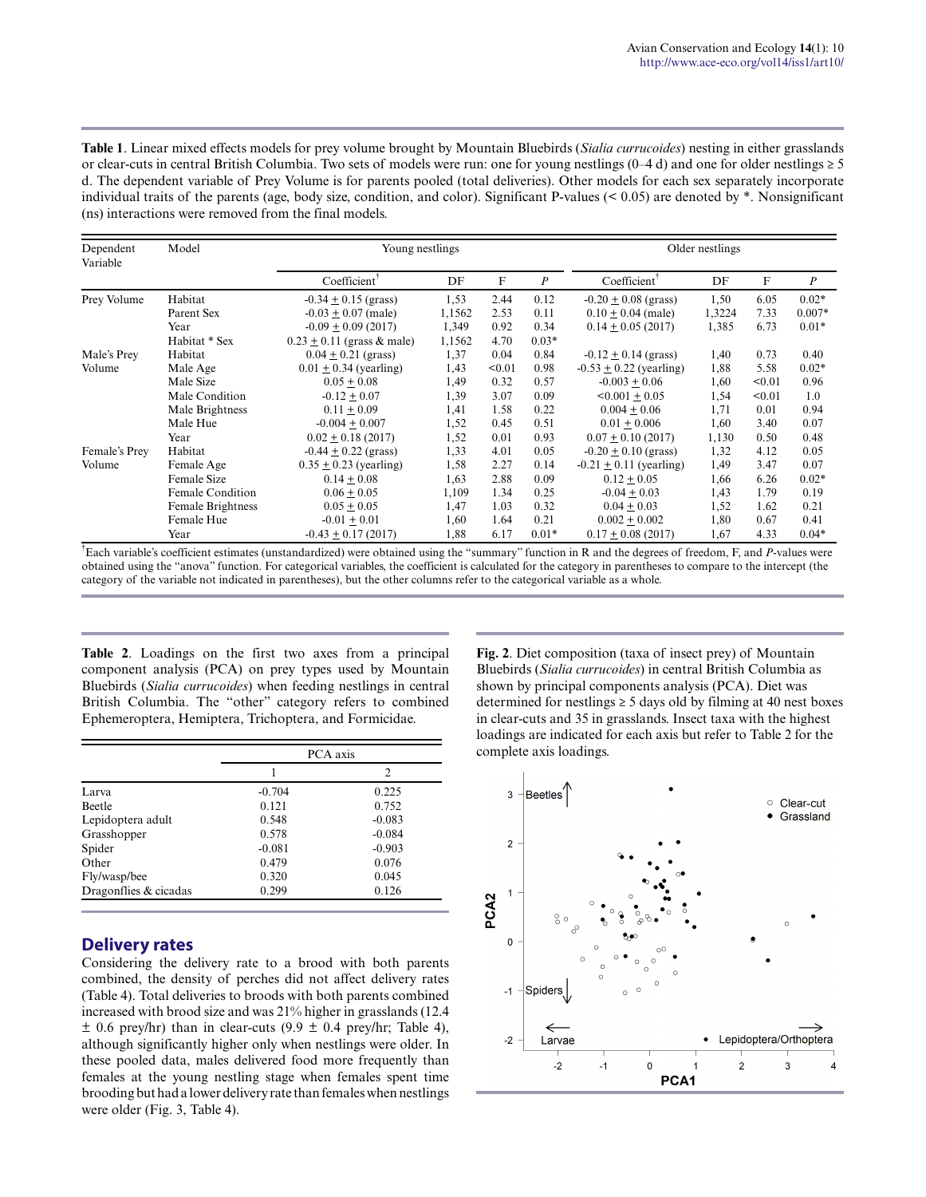**Table 1**. Linear mixed effects models for prey volume brought by Mountain Bluebirds (*Sialia currucoides*) nesting in either grasslands or clear-cuts in central British Columbia. Two sets of models were run: one for young nestlings (0–4 d) and one for older nestlings ≥ 5 d. The dependent variable of Prey Volume is for parents pooled (total deliveries). Other models for each sex separately incorporate individual traits of the parents (age, body size, condition, and color). Significant P-values (< 0.05) are denoted by *. Nonsignificant (ns) interactions were removed from the final models.

| Dependent Variable | Model | Young nestlings | | | | Older nestlings | | | |
|---|---|---|---|---|---|---|---|---|---|
| | | Coefficient† | DF | F | *P* | Coefficient† | DF | F | *P* |
| Prey Volume | Habitat | -0.34 ± 0.15 (grass) | 1,53 | 2.44 | 0.12 | -0.20 ± 0.08 (grass) | 1,50 | 6.05 | 0.02* |
| | Parent Sex | -0.03 ± 0.07 (male) | 1,1562 | 2.53 | 0.11 | 0.10 ± 0.04 (male) | 1,3224 | 7.33 | 0.007* |
| | Year | -0.09 ± 0.09 (2017) | 1,349 | 0.92 | 0.34 | 0.14 ± 0.05 (2017) | 1,385 | 6.73 | 0.01* |
| | Habitat * Sex | 0.23 ± 0.11 (grass & male) | 1,1562 | 4.70 | 0.03* | | | | |
| Male's Prey Volume | Habitat | 0.04 ± 0.21 (grass) | 1,37 | 0.04 | 0.84 | -0.12 ± 0.14 (grass) | 1,40 | 0.73 | 0.40 |
| | Male Age | 0.01 ± 0.34 (yearling) | 1,43 | <0.01 | 0.98 | -0.53 ± 0.22 (yearling) | 1,88 | 5.58 | 0.02* |
| | Male Size | 0.05 ± 0.08 | 1,49 | 0.32 | 0.57 | -0.003 ± 0.06 | 1,60 | <0.01 | 0.96 |
| | Male Condition | -0.12 ± 0.07 | 1,39 | 3.07 | 0.09 | <0.001 ± 0.05 | 1,54 | <0.01 | 1.0 |
| | Male Brightness | 0.11 ± 0.09 | 1,41 | 1.58 | 0.22 | 0.004 ± 0.06 | 1,71 | 0.01 | 0.94 |
| | Male Hue | -0.004 ± 0.007 | 1,52 | 0.45 | 0.51 | 0.01 ± 0.006 | 1,60 | 3.40 | 0.07 |
| | Year | 0.02 ± 0.18 (2017) | 1,52 | 0.01 | 0.93 | 0.07 ± 0.10 (2017) | 1,130 | 0.50 | 0.48 |
| Female's Prey Volume | Habitat | -0.44 ± 0.22 (grass) | 1,33 | 4.01 | 0.05 | -0.20 ± 0.10 (grass) | 1,32 | 4.12 | 0.05 |
| | Female Age | 0.35 ± 0.23 (yearling) | 1,58 | 2.27 | 0.14 | -0.21 ± 0.11 (yearling) | 1,49 | 3.47 | 0.07 |
| | Female Size | 0.14 ± 0.08 | 1,63 | 2.88 | 0.09 | 0.12 ± 0.05 | 1,66 | 6.26 | 0.02* |
| | Female Condition | 0.06 ± 0.05 | 1,109 | 1.34 | 0.25 | -0.04 ± 0.03 | 1,43 | 1.79 | 0.19 |
| | Female Brightness | 0.05 ± 0.05 | 1,47 | 1.03 | 0.32 | 0.04 ± 0.03 | 1,52 | 1.62 | 0.21 |
| | Female Hue | -0.01 ± 0.01 | 1,60 | 1.64 | 0.21 | 0.002 ± 0.002 | 1,80 | 0.67 | 0.41 |
| | Year | -0.43 ± 0.17 (2017) | 1,88 | 6.17 | 0.01* | 0.17 ± 0.08 (2017) | 1,67 | 4.33 | 0.04* |

†Each variable's coefficient estimates (unstandardized) were obtained using the "summary" function in R and the degrees of freedom, F, and *P*-values were obtained using the "anova" function. For categorical variables, the coefficient is calculated for the category in parentheses to compare to the intercept (the category of the variable not indicated in parentheses), but the other columns refer to the categorical variable as a whole.

**Table 2**. Loadings on the first two axes from a principal component analysis (PCA) on prey types used by Mountain Bluebirds (*Sialia currucoides*) when feeding nestlings in central British Columbia. The "other" category refers to combined Ephemeroptera, Hemiptera, Trichoptera, and Formicidae.

| | PCA axis | |
|---|---|---|
| | 1 | 2 |
| Larva | -0.704 | 0.225 |
| Beetle | 0.121 | 0.752 |
| Lepidoptera adult | 0.548 | -0.083 |
| Grasshopper | 0.578 | -0.084 |
| Spider | -0.081 | -0.903 |
| Other | 0.479 | 0.076 |
| Fly/wasp/bee | 0.320 | 0.045 |
| Dragonflies & cicadas | 0.299 | 0.126 |

## Delivery rates

Considering the delivery rate to a brood with both parents combined, the density of perches did not affect delivery rates (Table 4). Total deliveries to broods with both parents combined increased with brood size and was 21% higher in grasslands (12.4 ± 0.6 prey/hr) than in clear-cuts (9.9 ± 0.4 prey/hr; Table 4), although significantly higher only when nestlings were older. In these pooled data, males delivered food more frequently than females at the young nestling stage when females spent time brooding but had a lower delivery rate than females when nestlings were older (Fig. 3, Table 4).

**Fig. 2**. Diet composition (taxa of insect prey) of Mountain Bluebirds (*Sialia currucoides*) in central British Columbia as shown by principal components analysis (PCA). Diet was determined for nestlings ≥ 5 days old by filming at 40 nest boxes in clear-cuts and 35 in grasslands. Insect taxa with the highest loadings are indicated for each axis but refer to Table 2 for the complete axis loadings.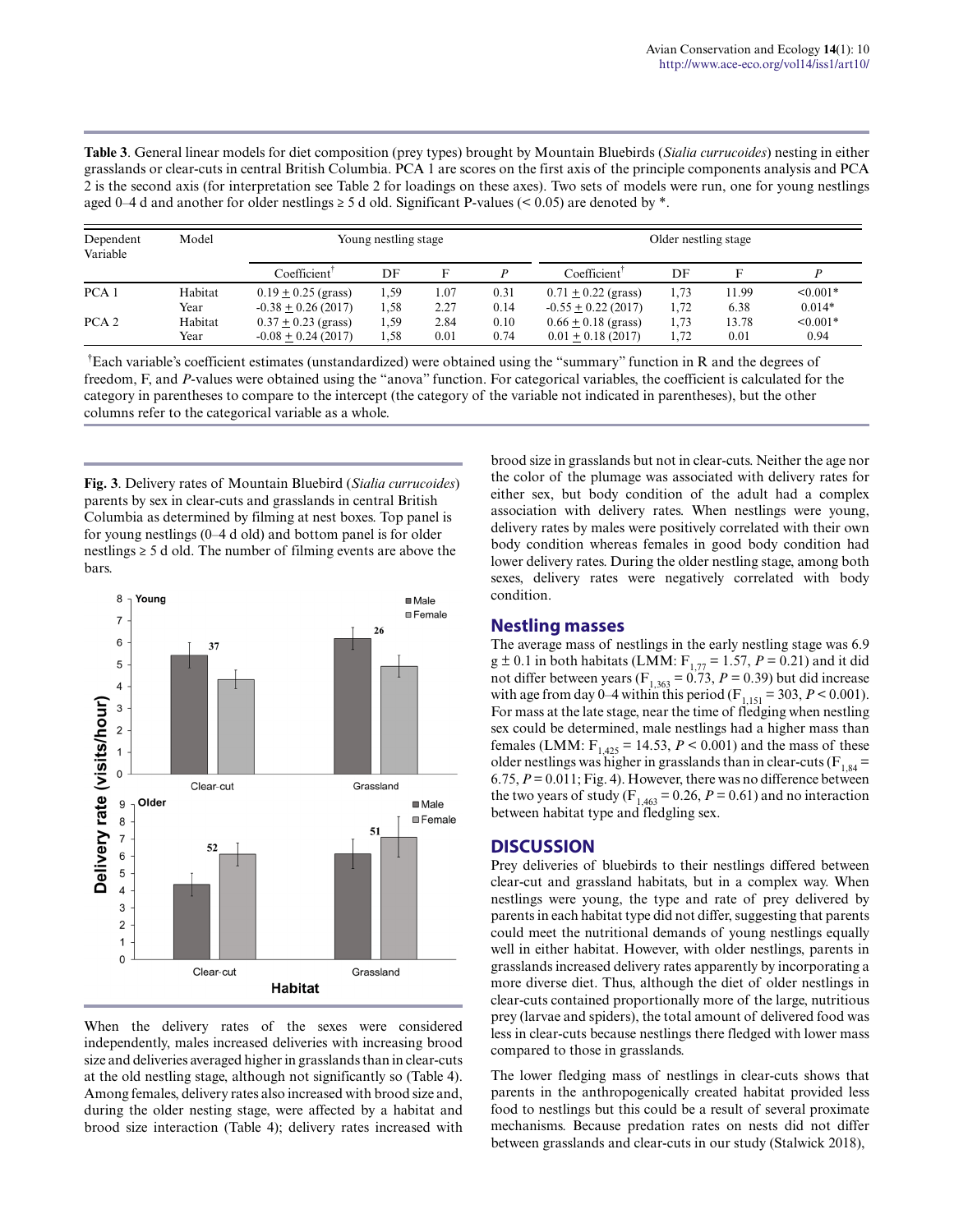**Table 3**. General linear models for diet composition (prey types) brought by Mountain Bluebirds (*Sialia currucoides*) nesting in either grasslands or clear-cuts in central British Columbia. PCA 1 are scores on the first axis of the principle components analysis and PCA 2 is the second axis (for interpretation see Table 2 for loadings on these axes). Two sets of models were run, one for young nestlings aged 0–4 d and another for older nestlings ≥ 5 d old. Significant P-values (< 0.05) are denoted by *.

| Dependent Variable | Model | Young nestling stage | | | | Older nestling stage | | | |
|---|---|---|---|---|---|---|---|---|---|
| | | Coefficient[†] | DF | F | *P* | Coefficient[†] | DF | F | *P* |
| PCA 1 | Habitat | 0.19 ± 0.25 (grass) | 1,59 | 1.07 | 0.31 | 0.71 ± 0.22 (grass) | 1,73 | 11.99 | <0.001* |
| | Year | -0.38 ± 0.26 (2017) | 1,58 | 2.27 | 0.14 | -0.55 ± 0.22 (2017) | 1,72 | 6.38 | 0.014* |
| PCA 2 | Habitat | 0.37 ± 0.23 (grass) | 1,59 | 2.84 | 0.10 | 0.66 ± 0.18 (grass) | 1,73 | 13.78 | <0.001* |
| | Year | -0.08 ± 0.24 (2017) | 1,58 | 0.01 | 0.74 | 0.01 ± 0.18 (2017) | 1,72 | 0.01 | 0.94 |

[†]Each variable's coefficient estimates (unstandardized) were obtained using the "summary" function in R and the degrees of freedom, F, and *P*-values were obtained using the "anova" function. For categorical variables, the coefficient is calculated for the category in parentheses to compare to the intercept (the category of the variable not indicated in parentheses), but the other columns refer to the categorical variable as a whole.

**Fig. 3**. Delivery rates of Mountain Bluebird (*Sialia currucoides*) parents by sex in clear-cuts and grasslands in central British Columbia as determined by filming at nest boxes. Top panel is for young nestlings (0–4 d old) and bottom panel is for older nestlings ≥ 5 d old. The number of filming events are above the bars.

When the delivery rates of the sexes were considered independently, males increased deliveries with increasing brood size and deliveries averaged higher in grasslands than in clear-cuts at the old nestling stage, although not significantly so (Table 4). Among females, delivery rates also increased with brood size and, during the older nesting stage, were affected by a habitat and brood size interaction (Table 4); delivery rates increased with brood size in grasslands but not in clear-cuts. Neither the age nor the color of the plumage was associated with delivery rates for either sex, but body condition of the adult had a complex association with delivery rates. When nestlings were young, delivery rates by males were positively correlated with their own body condition whereas females in good body condition had lower delivery rates. During the older nestling stage, among both sexes, delivery rates were negatively correlated with body condition.

## Nestling masses

The average mass of nestlings in the early nestling stage was 6.9 g ± 0.1 in both habitats (LMM: $F_{1,77} = 1.57$, $P = 0.21$) and it did not differ between years ($F_{1,363} = 0.73$, $P = 0.39$) but did increase with age from day 0–4 within this period ($F_{1,151} = 303$, $P < 0.001$). For mass at the late stage, near the time of fledging when nestling sex could be determined, male nestlings had a higher mass than females (LMM: $F_{1,425} = 14.53$, $P < 0.001$) and the mass of these older nestlings was higher in grasslands than in clear-cuts ($F_{1,84} = 6.75$, $P = 0.011$; Fig. 4). However, there was no difference between the two years of study ($F_{1,463} = 0.26$, $P = 0.61$) and no interaction between habitat type and fledgling sex.

# DISCUSSION

Prey deliveries of bluebirds to their nestlings differed between clear-cut and grassland habitats, but in a complex way. When nestlings were young, the type and rate of prey delivered by parents in each habitat type did not differ, suggesting that parents could meet the nutritional demands of young nestlings equally well in either habitat. However, with older nestlings, parents in grasslands increased delivery rates apparently by incorporating a more diverse diet. Thus, although the diet of older nestlings in clear-cuts contained proportionally more of the large, nutritious prey (larvae and spiders), the total amount of delivered food was less in clear-cuts because nestlings there fledged with lower mass compared to those in grasslands.

The lower fledging mass of nestlings in clear-cuts shows that parents in the anthropogenically created habitat provided less food to nestlings but this could be a result of several proximate mechanisms. Because predation rates on nests did not differ between grasslands and clear-cuts in our study (Stalwick 2018),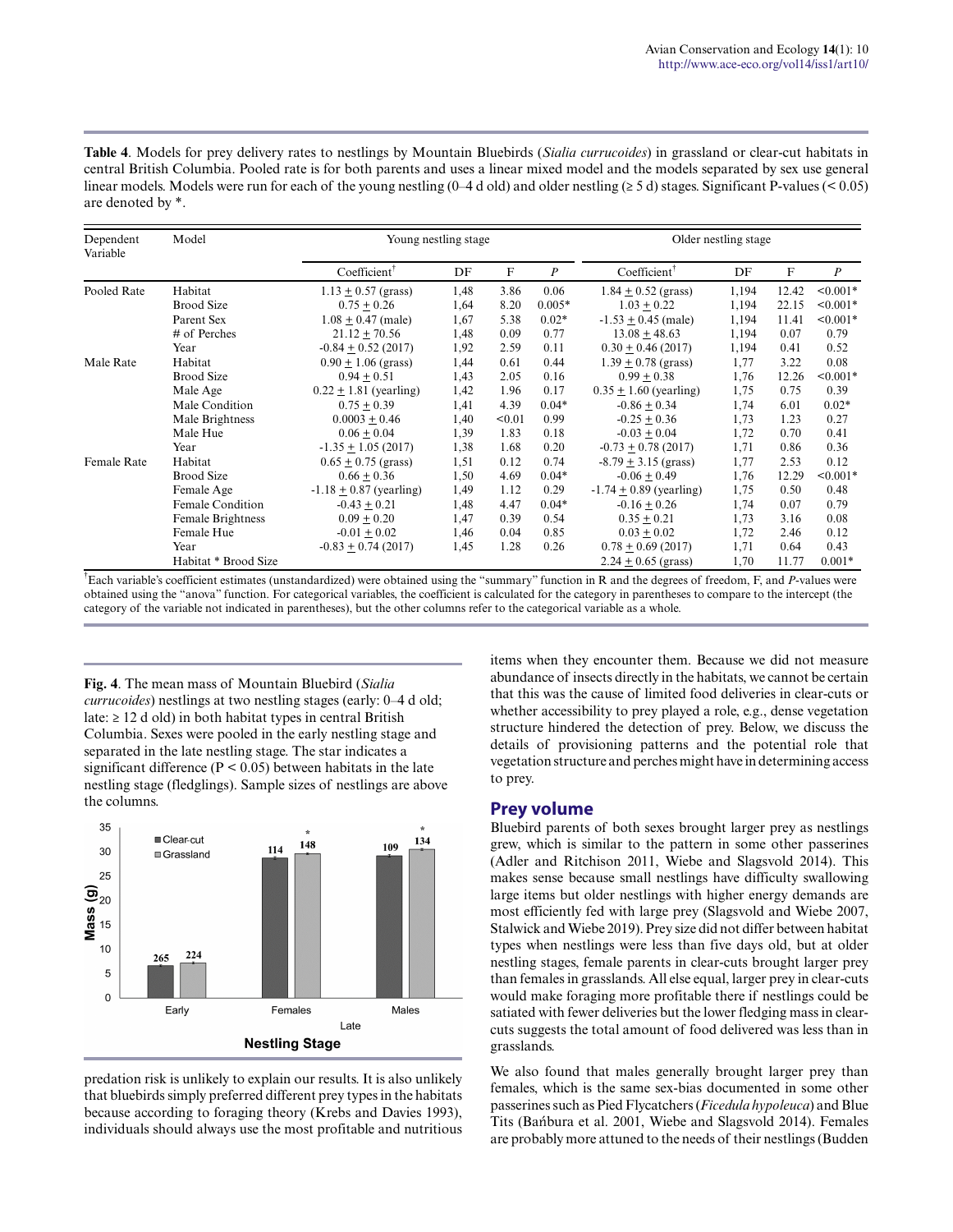**Table 4**. Models for prey delivery rates to nestlings by Mountain Bluebirds (*Sialia currucoides*) in grassland or clear-cut habitats in central British Columbia. Pooled rate is for both parents and uses a linear mixed model and the models separated by sex use general linear models. Models were run for each of the young nestling (0–4 d old) and older nestling (≥ 5 d) stages. Significant P-values (< 0.05) are denoted by *.

| Dependent Variable | Model | Young nestling stage | | | | Older nestling stage | | | |
|---|---|---|---|---|---|---|---|---|---|
| | | Coefficient[†] | DF | F | *P* | Coefficient[†] | DF | F | *P* |
| Pooled Rate | Habitat | 1.13 ± 0.57 (grass) | 1,48 | 3.86 | 0.06 | 1.84 ± 0.52 (grass) | 1,194 | 12.42 | <0.001* |
| | Brood Size | 0.75 ± 0.26 | 1,64 | 8.20 | 0.005* | 1.03 ± 0.22 | 1,194 | 22.15 | <0.001* |
| | Parent Sex | 1.08 ± 0.47 (male) | 1,67 | 5.38 | 0.02* | -1.53 ± 0.45 (male) | 1,194 | 11.41 | <0.001* |
| | # of Perches | 21.12 ± 70.56 | 1,48 | 0.09 | 0.77 | 13.08 ± 48.63 | 1,194 | 0.07 | 0.79 |
| | Year | -0.84 ± 0.52 (2017) | 1,92 | 2.59 | 0.11 | 0.30 ± 0.46 (2017) | 1,194 | 0.41 | 0.52 |
| Male Rate | Habitat | 0.90 ± 1.06 (grass) | 1,44 | 0.61 | 0.44 | 1.39 ± 0.78 (grass) | 1,77 | 3.22 | 0.08 |
| | Brood Size | 0.94 ± 0.51 | 1,43 | 2.05 | 0.16 | 0.99 ± 0.38 | 1,76 | 12.26 | <0.001* |
| | Male Age | 0.22 ± 1.81 (yearling) | 1,42 | 1.96 | 0.17 | 0.35 ± 1.60 (yearling) | 1,75 | 0.75 | 0.39 |
| | Male Condition | 0.75 ± 0.39 | 1,41 | 4.39 | 0.04* | -0.86 ± 0.34 | 1,74 | 6.01 | 0.02* |
| | Male Brightness | 0.0003 ± 0.46 | 1,40 | <0.01 | 0.99 | -0.25 ± 0.36 | 1,73 | 1.23 | 0.27 |
| | Male Hue | 0.06 ± 0.04 | 1,39 | 1.83 | 0.18 | -0.03 ± 0.04 | 1,72 | 0.70 | 0.41 |
| | Year | -1.35 ± 1.05 (2017) | 1,38 | 1.68 | 0.20 | -0.73 ± 0.78 (2017) | 1,71 | 0.86 | 0.36 |
| Female Rate | Habitat | 0.65 ± 0.75 (grass) | 1,51 | 0.12 | 0.74 | -8.79 ± 3.15 (grass) | 1,77 | 2.53 | 0.12 |
| | Brood Size | 0.66 ± 0.36 | 1,50 | 4.69 | 0.04* | -0.06 ± 0.49 | 1,76 | 12.29 | <0.001* |
| | Female Age | -1.18 ± 0.87 (yearling) | 1,49 | 1.12 | 0.29 | -1.74 ± 0.89 (yearling) | 1,75 | 0.50 | 0.48 |
| | Female Condition | -0.43 ± 0.21 | 1,48 | 4.47 | 0.04* | -0.16 ± 0.26 | 1,74 | 0.07 | 0.79 |
| | Female Brightness | 0.09 ± 0.20 | 1,47 | 0.39 | 0.54 | 0.35 ± 0.21 | 1,73 | 3.16 | 0.08 |
| | Female Hue | -0.01 ± 0.02 | 1,46 | 0.04 | 0.85 | 0.03 ± 0.02 | 1,72 | 2.46 | 0.12 |
| | Year | -0.83 ± 0.74 (2017) | 1,45 | 1.28 | 0.26 | 0.78 ± 0.69 (2017) | 1,71 | 0.64 | 0.43 |
| | Habitat * Brood Size | | | | | 2.24 ± 0.65 (grass) | 1,70 | 11.77 | 0.001* |

[†]Each variable's coefficient estimates (unstandardized) were obtained using the "summary" function in R and the degrees of freedom, F, and *P*-values were obtained using the "anova" function. For categorical variables, the coefficient is calculated for the category in parentheses to compare to the intercept (the category of the variable not indicated in parentheses), but the other columns refer to the categorical variable as a whole.

**Fig. 4**. The mean mass of Mountain Bluebird (*Sialia currucoides*) nestlings at two nestling stages (early: 0–4 d old; late: ≥ 12 d old) in both habitat types in central British Columbia. Sexes were pooled in the early nestling stage and separated in the late nestling stage. The star indicates a significant difference (P < 0.05) between habitats in the late nestling stage (fledglings). Sample sizes of nestlings are above the columns.

predation risk is unlikely to explain our results. It is also unlikely that bluebirds simply preferred different prey types in the habitats because according to foraging theory (Krebs and Davies 1993), individuals should always use the most profitable and nutritious items when they encounter them. Because we did not measure abundance of insects directly in the habitats, we cannot be certain that this was the cause of limited food deliveries in clear-cuts or whether accessibility to prey played a role, e.g., dense vegetation structure hindered the detection of prey. Below, we discuss the details of provisioning patterns and the potential role that vegetation structure and perches might have in determining access to prey.

## Prey volume

Bluebird parents of both sexes brought larger prey as nestlings grew, which is similar to the pattern in some other passerines (Adler and Ritchison 2011, Wiebe and Slagsvold 2014). This makes sense because small nestlings have difficulty swallowing large items but older nestlings with higher energy demands are most efficiently fed with large prey (Slagsvold and Wiebe 2007, Stalwick and Wiebe 2019). Prey size did not differ between habitat types when nestlings were less than five days old, but at older nestling stages, female parents in clear-cuts brought larger prey than females in grasslands. All else equal, larger prey in clear-cuts would make foraging more profitable there if nestlings could be satiated with fewer deliveries but the lower fledging mass in clear-cuts suggests the total amount of food delivered was less than in grasslands.

We also found that males generally brought larger prey than females, which is the same sex-bias documented in some other passerines such as Pied Flycatchers (*Ficedula hypoleuca*) and Blue Tits (Bańbura et al. 2001, Wiebe and Slagsvold 2014). Females are probably more attuned to the needs of their nestlings (Budden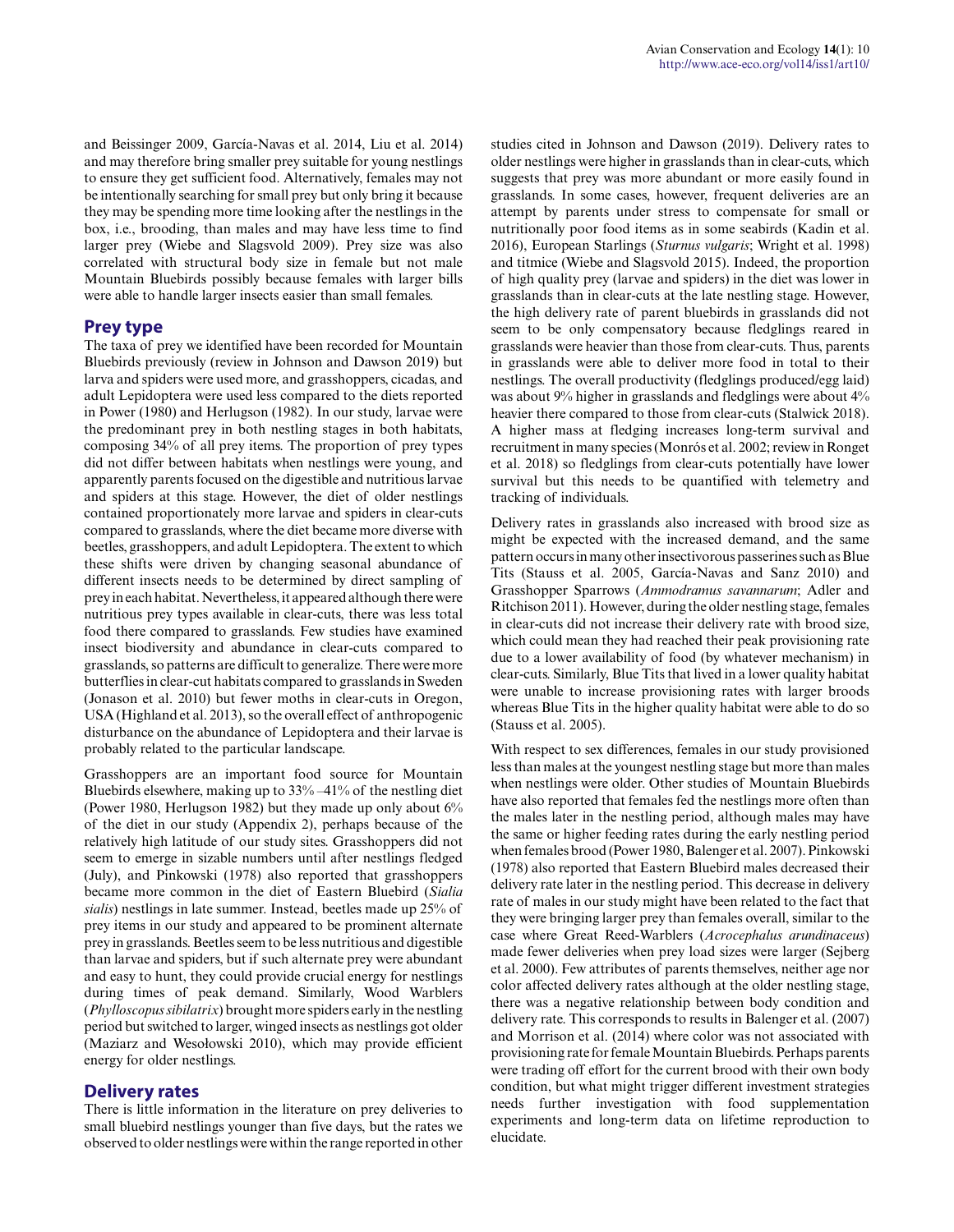and Beissinger 2009, García-Navas et al. 2014, Liu et al. 2014) and may therefore bring smaller prey suitable for young nestlings to ensure they get sufficient food. Alternatively, females may not be intentionally searching for small prey but only bring it because they may be spending more time looking after the nestlings in the box, i.e., brooding, than males and may have less time to find larger prey (Wiebe and Slagsvold 2009). Prey size was also correlated with structural body size in female but not male Mountain Bluebirds possibly because females with larger bills were able to handle larger insects easier than small females.

## Prey type

The taxa of prey we identified have been recorded for Mountain Bluebirds previously (review in Johnson and Dawson 2019) but larva and spiders were used more, and grasshoppers, cicadas, and adult Lepidoptera were used less compared to the diets reported in Power (1980) and Herlugson (1982). In our study, larvae were the predominant prey in both nestling stages in both habitats, composing 34% of all prey items. The proportion of prey types did not differ between habitats when nestlings were young, and apparently parents focused on the digestible and nutritious larvae and spiders at this stage. However, the diet of older nestlings contained proportionately more larvae and spiders in clear-cuts compared to grasslands, where the diet became more diverse with beetles, grasshoppers, and adult Lepidoptera. The extent to which these shifts were driven by changing seasonal abundance of different insects needs to be determined by direct sampling of prey in each habitat. Nevertheless, it appeared although there were nutritious prey types available in clear-cuts, there was less total food there compared to grasslands. Few studies have examined insect biodiversity and abundance in clear-cuts compared to grasslands, so patterns are difficult to generalize. There were more butterflies in clear-cut habitats compared to grasslands in Sweden (Jonason et al. 2010) but fewer moths in clear-cuts in Oregon, USA (Highland et al. 2013), so the overall effect of anthropogenic disturbance on the abundance of Lepidoptera and their larvae is probably related to the particular landscape.

Grasshoppers are an important food source for Mountain Bluebirds elsewhere, making up to 33%–41% of the nestling diet (Power 1980, Herlugson 1982) but they made up only about 6% of the diet in our study (Appendix 2), perhaps because of the relatively high latitude of our study sites. Grasshoppers did not seem to emerge in sizable numbers until after nestlings fledged (July), and Pinkowski (1978) also reported that grasshoppers became more common in the diet of Eastern Bluebird (*Sialia sialis*) nestlings in late summer. Instead, beetles made up 25% of prey items in our study and appeared to be prominent alternate prey in grasslands. Beetles seem to be less nutritious and digestible than larvae and spiders, but if such alternate prey were abundant and easy to hunt, they could provide crucial energy for nestlings during times of peak demand. Similarly, Wood Warblers (*Phylloscopus sibilatrix*) brought more spiders early in the nestling period but switched to larger, winged insects as nestlings got older (Maziarz and Wesołowski 2010), which may provide efficient energy for older nestlings.

## Delivery rates

There is little information in the literature on prey deliveries to small bluebird nestlings younger than five days, but the rates we observed to older nestlings were within the range reported in other studies cited in Johnson and Dawson (2019). Delivery rates to older nestlings were higher in grasslands than in clear-cuts, which suggests that prey was more abundant or more easily found in grasslands. In some cases, however, frequent deliveries are an attempt by parents under stress to compensate for small or nutritionally poor food items as in some seabirds (Kadin et al. 2016), European Starlings (*Sturnus vulgaris*; Wright et al. 1998) and titmice (Wiebe and Slagsvold 2015). Indeed, the proportion of high quality prey (larvae and spiders) in the diet was lower in grasslands than in clear-cuts at the late nestling stage. However, the high delivery rate of parent bluebirds in grasslands did not seem to be only compensatory because fledglings reared in grasslands were heavier than those from clear-cuts. Thus, parents in grasslands were able to deliver more food in total to their nestlings. The overall productivity (fledglings produced/egg laid) was about 9% higher in grasslands and fledglings were about 4% heavier there compared to those from clear-cuts (Stalwick 2018). A higher mass at fledging increases long-term survival and recruitment in many species (Monrós et al. 2002; review in Ronget et al. 2018) so fledglings from clear-cuts potentially have lower survival but this needs to be quantified with telemetry and tracking of individuals.

Delivery rates in grasslands also increased with brood size as might be expected with the increased demand, and the same pattern occurs in many other insectivorous passerines such as Blue Tits (Stauss et al. 2005, García-Navas and Sanz 2010) and Grasshopper Sparrows (*Ammodramus savannarum*; Adler and Ritchison 2011). However, during the older nestling stage, females in clear-cuts did not increase their delivery rate with brood size, which could mean they had reached their peak provisioning rate due to a lower availability of food (by whatever mechanism) in clear-cuts. Similarly, Blue Tits that lived in a lower quality habitat were unable to increase provisioning rates with larger broods whereas Blue Tits in the higher quality habitat were able to do so (Stauss et al. 2005).

With respect to sex differences, females in our study provisioned less than males at the youngest nestling stage but more than males when nestlings were older. Other studies of Mountain Bluebirds have also reported that females fed the nestlings more often than the males later in the nestling period, although males may have the same or higher feeding rates during the early nestling period when females brood (Power 1980, Balenger et al. 2007). Pinkowski (1978) also reported that Eastern Bluebird males decreased their delivery rate later in the nestling period. This decrease in delivery rate of males in our study might have been related to the fact that they were bringing larger prey than females overall, similar to the case where Great Reed-Warblers (*Acrocephalus arundinaceus*) made fewer deliveries when prey load sizes were larger (Sejberg et al. 2000). Few attributes of parents themselves, neither age nor color affected delivery rates although at the older nestling stage, there was a negative relationship between body condition and delivery rate. This corresponds to results in Balenger et al. (2007) and Morrison et al. (2014) where color was not associated with provisioning rate for female Mountain Bluebirds. Perhaps parents were trading off effort for the current brood with their own body condition, but what might trigger different investment strategies needs further investigation with food supplementation experiments and long-term data on lifetime reproduction to elucidate.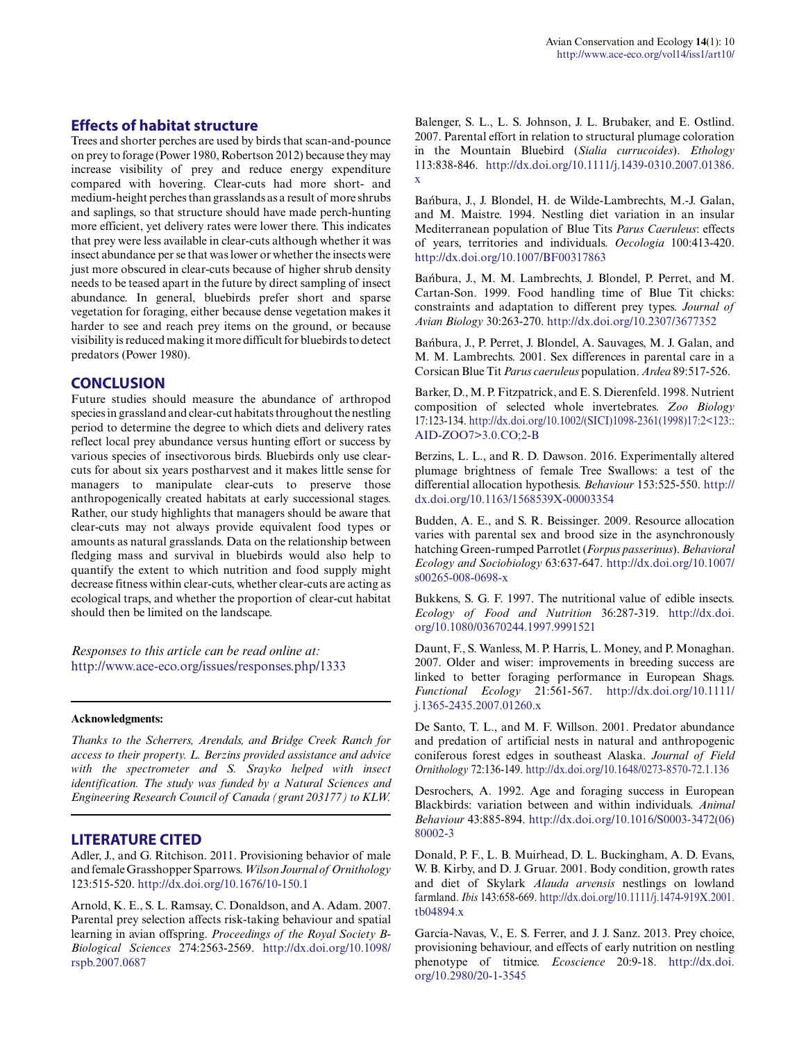### Effects of habitat structure

Trees and shorter perches are used by birds that scan-and-pounce on prey to forage (Power 1980, Robertson 2012) because they may increase visibility of prey and reduce energy expenditure compared with hovering. Clear-cuts had more short- and medium-height perches than grasslands as a result of more shrubs and saplings, so that structure should have made perch-hunting more efficient, yet delivery rates were lower there. This indicates that prey were less available in clear-cuts although whether it was insect abundance per se that was lower or whether the insects were just more obscured in clear-cuts because of higher shrub density needs to be teased apart in the future by direct sampling of insect abundance. In general, bluebirds prefer short and sparse vegetation for foraging, either because dense vegetation makes it harder to see and reach prey items on the ground, or because visibility is reduced making it more difficult for bluebirds to detect predators (Power 1980).

## CONCLUSION

Future studies should measure the abundance of arthropod species in grassland and clear-cut habitats throughout the nestling period to determine the degree to which diets and delivery rates reflect local prey abundance versus hunting effort or success by various species of insectivorous birds. Bluebirds only use clear-cuts for about six years postharvest and it makes little sense for managers to manipulate clear-cuts to preserve those anthropogenically created habitats at early successional stages. Rather, our study highlights that managers should be aware that clear-cuts may not always provide equivalent food types or amounts as natural grasslands. Data on the relationship between fledging mass and survival in bluebirds would also help to quantify the extent to which nutrition and food supply might decrease fitness within clear-cuts, whether clear-cuts are acting as ecological traps, and whether the proportion of clear-cut habitat should then be limited on the landscape.

*Responses to this article can be read online at:*
http://www.ace-eco.org/issues/responses.php/1333

---

**Acknowledgments:**

*Thanks to the Scherrers, Arendals, and Bridge Creek Ranch for access to their property. L. Berzins provided assistance and advice with the spectrometer and S. Srayko helped with insect identification. The study was funded by a Natural Sciences and Engineering Research Council of Canada (grant 203177) to KLW.*

---

## LITERATURE CITED

Adler, J., and G. Ritchison. 2011. Provisioning behavior of male and female Grasshopper Sparrows. *Wilson Journal of Ornithology* 123:515-520. http://dx.doi.org/10.1676/10-150.1

Arnold, K. E., S. L. Ramsay, C. Donaldson, and A. Adam. 2007. Parental prey selection affects risk-taking behaviour and spatial learning in avian offspring. *Proceedings of the Royal Society B-Biological Sciences* 274:2563-2569. http://dx.doi.org/10.1098/rspb.2007.0687

Balenger, S. L., L. S. Johnson, J. L. Brubaker, and E. Ostlind. 2007. Parental effort in relation to structural plumage coloration in the Mountain Bluebird (*Sialia currucoides*). *Ethology* 113:838-846. http://dx.doi.org/10.1111/j.1439-0310.2007.01386.x

Bańbura, J., J. Blondel, H. de Wilde-Lambrechts, M.-J. Galan, and M. Maistre. 1994. Nestling diet variation in an insular Mediterranean population of Blue Tits *Parus Caeruleus*: effects of years, territories and individuals. *Oecologia* 100:413-420. http://dx.doi.org/10.1007/BF00317863

Bańbura, J., M. M. Lambrechts, J. Blondel, P. Perret, and M. Cartan-Son. 1999. Food handling time of Blue Tit chicks: constraints and adaptation to different prey types. *Journal of Avian Biology* 30:263-270. http://dx.doi.org/10.2307/3677352

Bańbura, J., P. Perret, J. Blondel, A. Sauvages, M. J. Galan, and M. M. Lambrechts. 2001. Sex differences in parental care in a Corsican Blue Tit *Parus caeruleus* population. *Ardea* 89:517-526.

Barker, D., M. P. Fitzpatrick, and E. S. Dierenfeld. 1998. Nutrient composition of selected whole invertebrates. *Zoo Biology* 17:123-134. http://dx.doi.org/10.1002/(SICI)1098-2361(1998)17:2<123::AID-ZOO7>3.0.CO;2-B

Berzins, L. L., and R. D. Dawson. 2016. Experimentally altered plumage brightness of female Tree Swallows: a test of the differential allocation hypothesis. *Behaviour* 153:525-550. http://dx.doi.org/10.1163/1568539X-00003354

Budden, A. E., and S. R. Beissinger. 2009. Resource allocation varies with parental sex and brood size in the asynchronously hatching Green-rumped Parrotlet (*Forpus passerinus*). *Behavioral Ecology and Sociobiology* 63:637-647. http://dx.doi.org/10.1007/s00265-008-0698-x

Bukkens, S. G. F. 1997. The nutritional value of edible insects. *Ecology of Food and Nutrition* 36:287-319. http://dx.doi.org/10.1080/03670244.1997.9991521

Daunt, F., S. Wanless, M. P. Harris, L. Money, and P. Monaghan. 2007. Older and wiser: improvements in breeding success are linked to better foraging performance in European Shags. *Functional Ecology* 21:561-567. http://dx.doi.org/10.1111/j.1365-2435.2007.01260.x

De Santo, T. L., and M. F. Willson. 2001. Predator abundance and predation of artificial nests in natural and anthropogenic coniferous forest edges in southeast Alaska. *Journal of Field Ornithology* 72:136-149. http://dx.doi.org/10.1648/0273-8570-72.1.136

Desrochers, A. 1992. Age and foraging success in European Blackbirds: variation between and within individuals. *Animal Behaviour* 43:885-894. http://dx.doi.org/10.1016/S0003-3472(06)80002-3

Donald, P. F., L. B. Muirhead, D. L. Buckingham, A. D. Evans, W. B. Kirby, and D. J. Gruar. 2001. Body condition, growth rates and diet of Skylark *Alauda arvensis* nestlings on lowland farmland. *Ibis* 143:658-669. http://dx.doi.org/10.1111/j.1474-919X.2001.tb04894.x

García-Navas, V., E. S. Ferrer, and J. J. Sanz. 2013. Prey choice, provisioning behaviour, and effects of early nutrition on nestling phenotype of titmice. *Ecoscience* 20:9-18. http://dx.doi.org/10.2980/20-1-3545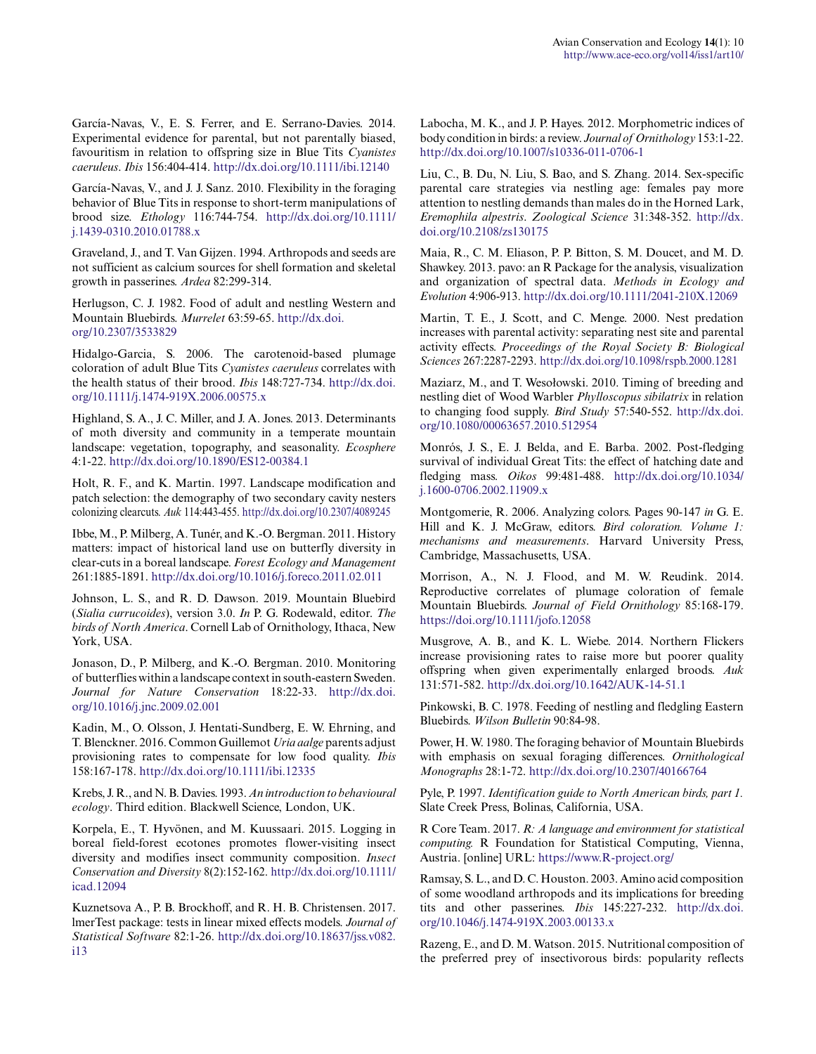García-Navas, V., E. S. Ferrer, and E. Serrano-Davies. 2014. Experimental evidence for parental, but not parentally biased, favouritism in relation to offspring size in Blue Tits *Cyanistes caeruleus*. *Ibis* 156:404-414. http://dx.doi.org/10.1111/ibi.12140

García-Navas, V., and J. J. Sanz. 2010. Flexibility in the foraging behavior of Blue Tits in response to short-term manipulations of brood size. *Ethology* 116:744-754. http://dx.doi.org/10.1111/j.1439-0310.2010.01788.x

Graveland, J., and T. Van Gijzen. 1994. Arthropods and seeds are not sufficient as calcium sources for shell formation and skeletal growth in passerines. *Ardea* 82:299-314.

Herlugson, C. J. 1982. Food of adult and nestling Western and Mountain Bluebirds. *Murrelet* 63:59-65. http://dx.doi.org/10.2307/3533829

Hidalgo-Garcia, S. 2006. The carotenoid-based plumage coloration of adult Blue Tits *Cyanistes caeruleus* correlates with the health status of their brood. *Ibis* 148:727-734. http://dx.doi.org/10.1111/j.1474-919X.2006.00575.x

Highland, S. A., J. C. Miller, and J. A. Jones. 2013. Determinants of moth diversity and community in a temperate mountain landscape: vegetation, topography, and seasonality. *Ecosphere* 4:1-22. http://dx.doi.org/10.1890/ES12-00384.1

Holt, R. F., and K. Martin. 1997. Landscape modification and patch selection: the demography of two secondary cavity nesters colonizing clearcuts. *Auk* 114:443-455. http://dx.doi.org/10.2307/4089245

Ibbe, M., P. Milberg, A. Tunér, and K.-O. Bergman. 2011. History matters: impact of historical land use on butterfly diversity in clear-cuts in a boreal landscape. *Forest Ecology and Management* 261:1885-1891. http://dx.doi.org/10.1016/j.foreco.2011.02.011

Johnson, L. S., and R. D. Dawson. 2019. Mountain Bluebird (*Sialia currucoides*), version 3.0. *In* P. G. Rodewald, editor. *The birds of North America*. Cornell Lab of Ornithology, Ithaca, New York, USA.

Jonason, D., P. Milberg, and K.-O. Bergman. 2010. Monitoring of butterflies within a landscape context in south-eastern Sweden. *Journal for Nature Conservation* 18:22-33. http://dx.doi.org/10.1016/j.jnc.2009.02.001

Kadin, M., O. Olsson, J. Hentati-Sundberg, E. W. Ehrning, and T. Blenckner. 2016. Common Guillemot *Uria aalge* parents adjust provisioning rates to compensate for low food quality. *Ibis* 158:167-178. http://dx.doi.org/10.1111/ibi.12335

Krebs, J. R., and N. B. Davies. 1993. *An introduction to behavioural ecology*. Third edition. Blackwell Science, London, UK.

Korpela, E., T. Hyvönen, and M. Kuussaari. 2015. Logging in boreal field-forest ecotones promotes flower-visiting insect diversity and modifies insect community composition. *Insect Conservation and Diversity* 8(2):152-162. http://dx.doi.org/10.1111/icad.12094

Kuznetsova A., P. B. Brockhoff, and R. H. B. Christensen. 2017. lmerTest package: tests in linear mixed effects models. *Journal of Statistical Software* 82:1-26. http://dx.doi.org/10.18637/jss.v082.i13

Labocha, M. K., and J. P. Hayes. 2012. Morphometric indices of body condition in birds: a review. *Journal of Ornithology* 153:1-22. http://dx.doi.org/10.1007/s10336-011-0706-1

Liu, C., B. Du, N. Liu, S. Bao, and S. Zhang. 2014. Sex-specific parental care strategies via nestling age: females pay more attention to nestling demands than males do in the Horned Lark, *Eremophila alpestris*. *Zoological Science* 31:348-352. http://dx.doi.org/10.2108/zs130175

Maia, R., C. M. Eliason, P. P. Bitton, S. M. Doucet, and M. D. Shawkey. 2013. pavo: an R Package for the analysis, visualization and organization of spectral data. *Methods in Ecology and Evolution* 4:906-913. http://dx.doi.org/10.1111/2041-210X.12069

Martin, T. E., J. Scott, and C. Menge. 2000. Nest predation increases with parental activity: separating nest site and parental activity effects. *Proceedings of the Royal Society B: Biological Sciences* 267:2287-2293. http://dx.doi.org/10.1098/rspb.2000.1281

Maziarz, M., and T. Wesołowski. 2010. Timing of breeding and nestling diet of Wood Warbler *Phylloscopus sibilatrix* in relation to changing food supply. *Bird Study* 57:540-552. http://dx.doi.org/10.1080/00063657.2010.512954

Monrós, J. S., E. J. Belda, and E. Barba. 2002. Post-fledging survival of individual Great Tits: the effect of hatching date and fledging mass. *Oikos* 99:481-488. http://dx.doi.org/10.1034/j.1600-0706.2002.11909.x

Montgomerie, R. 2006. Analyzing colors. Pages 90-147 *in* G. E. Hill and K. J. McGraw, editors. *Bird coloration. Volume 1: mechanisms and measurements*. Harvard University Press, Cambridge, Massachusetts, USA.

Morrison, A., N. J. Flood, and M. W. Reudink. 2014. Reproductive correlates of plumage coloration of female Mountain Bluebirds. *Journal of Field Ornithology* 85:168-179. https://doi.org/10.1111/jofo.12058

Musgrove, A. B., and K. L. Wiebe. 2014. Northern Flickers increase provisioning rates to raise more but poorer quality offspring when given experimentally enlarged broods. *Auk* 131:571-582. http://dx.doi.org/10.1642/AUK-14-51.1

Pinkowski, B. C. 1978. Feeding of nestling and fledgling Eastern Bluebirds. *Wilson Bulletin* 90:84-98.

Power, H. W. 1980. The foraging behavior of Mountain Bluebirds with emphasis on sexual foraging differences. *Ornithological Monographs* 28:1-72. http://dx.doi.org/10.2307/40166764

Pyle, P. 1997. *Identification guide to North American birds, part 1*. Slate Creek Press, Bolinas, California, USA.

R Core Team. 2017. *R: A language and environment for statistical computing.* R Foundation for Statistical Computing, Vienna, Austria. [online] URL: https://www.R-project.org/

Ramsay, S. L., and D. C. Houston. 2003. Amino acid composition of some woodland arthropods and its implications for breeding tits and other passerines. *Ibis* 145:227-232. http://dx.doi.org/10.1046/j.1474-919X.2003.00133.x

Razeng, E., and D. M. Watson. 2015. Nutritional composition of the preferred prey of insectivorous birds: popularity reflects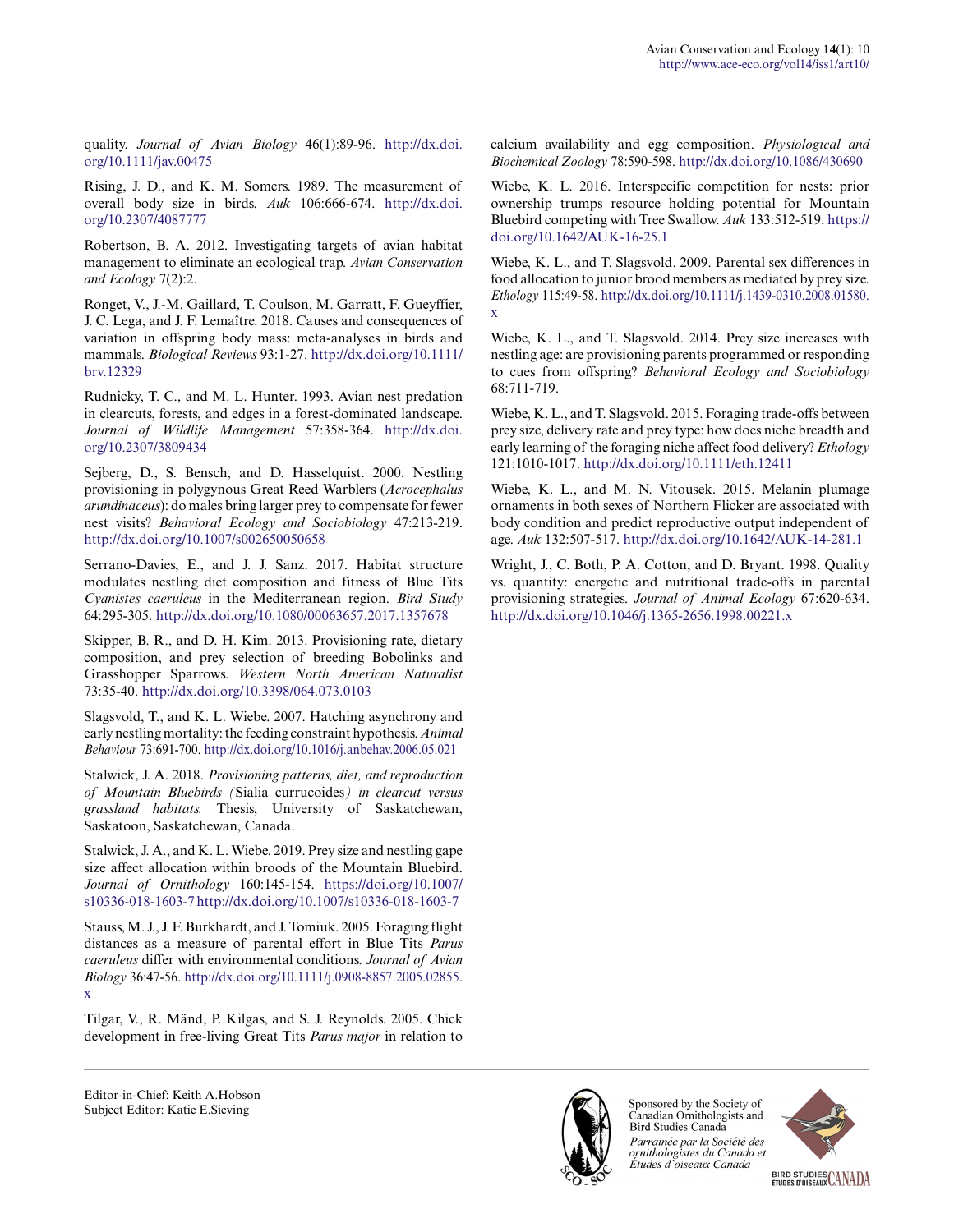quality. *Journal of Avian Biology* 46(1):89-96. http://dx.doi.org/10.1111/jav.00475

Rising, J. D., and K. M. Somers. 1989. The measurement of overall body size in birds. *Auk* 106:666-674. http://dx.doi.org/10.2307/4087777

Robertson, B. A. 2012. Investigating targets of avian habitat management to eliminate an ecological trap. *Avian Conservation and Ecology* 7(2):2.

Ronget, V., J.-M. Gaillard, T. Coulson, M. Garratt, F. Gueyffier, J. C. Lega, and J. F. Lemaître. 2018. Causes and consequences of variation in offspring body mass: meta-analyses in birds and mammals. *Biological Reviews* 93:1-27. http://dx.doi.org/10.1111/brv.12329

Rudnicky, T. C., and M. L. Hunter. 1993. Avian nest predation in clearcuts, forests, and edges in a forest-dominated landscape. *Journal of Wildlife Management* 57:358-364. http://dx.doi.org/10.2307/3809434

Sejberg, D., S. Bensch, and D. Hasselquist. 2000. Nestling provisioning in polygynous Great Reed Warblers (*Acrocephalus arundinaceus*): do males bring larger prey to compensate for fewer nest visits? *Behavioral Ecology and Sociobiology* 47:213-219. http://dx.doi.org/10.1007/s002650050658

Serrano-Davies, E., and J. J. Sanz. 2017. Habitat structure modulates nestling diet composition and fitness of Blue Tits *Cyanistes caeruleus* in the Mediterranean region. *Bird Study* 64:295-305. http://dx.doi.org/10.1080/00063657.2017.1357678

Skipper, B. R., and D. H. Kim. 2013. Provisioning rate, dietary composition, and prey selection of breeding Bobolinks and Grasshopper Sparrows. *Western North American Naturalist* 73:35-40. http://dx.doi.org/10.3398/064.073.0103

Slagsvold, T., and K. L. Wiebe. 2007. Hatching asynchrony and early nestling mortality: the feeding constraint hypothesis. *Animal Behaviour* 73:691-700. http://dx.doi.org/10.1016/j.anbehav.2006.05.021

Stalwick, J. A. 2018. *Provisioning patterns, diet, and reproduction of Mountain Bluebirds (*Sialia currucoides*) in clearcut versus grassland habitats.* Thesis, University of Saskatchewan, Saskatoon, Saskatchewan, Canada.

Stalwick, J. A., and K. L. Wiebe. 2019. Prey size and nestling gape size affect allocation within broods of the Mountain Bluebird. *Journal of Ornithology* 160:145-154. https://doi.org/10.1007/s10336-018-1603-7 http://dx.doi.org/10.1007/s10336-018-1603-7

Stauss, M. J., J. F. Burkhardt, and J. Tomiuk. 2005. Foraging flight distances as a measure of parental effort in Blue Tits *Parus caeruleus* differ with environmental conditions. *Journal of Avian Biology* 36:47-56. http://dx.doi.org/10.1111/j.0908-8857.2005.02855.x

Tilgar, V., R. Mänd, P. Kilgas, and S. J. Reynolds. 2005. Chick development in free-living Great Tits *Parus major* in relation to calcium availability and egg composition. *Physiological and Biochemical Zoology* 78:590-598. http://dx.doi.org/10.1086/430690

Wiebe, K. L. 2016. Interspecific competition for nests: prior ownership trumps resource holding potential for Mountain Bluebird competing with Tree Swallow. *Auk* 133:512-519. https://doi.org/10.1642/AUK-16-25.1

Wiebe, K. L., and T. Slagsvold. 2009. Parental sex differences in food allocation to junior brood members as mediated by prey size. *Ethology* 115:49-58. http://dx.doi.org/10.1111/j.1439-0310.2008.01580.x

Wiebe, K. L., and T. Slagsvold. 2014. Prey size increases with nestling age: are provisioning parents programmed or responding to cues from offspring? *Behavioral Ecology and Sociobiology* 68:711-719.

Wiebe, K. L., and T. Slagsvold. 2015. Foraging trade-offs between prey size, delivery rate and prey type: how does niche breadth and early learning of the foraging niche affect food delivery? *Ethology* 121:1010-1017. http://dx.doi.org/10.1111/eth.12411

Wiebe, K. L., and M. N. Vitousek. 2015. Melanin plumage ornaments in both sexes of Northern Flicker are associated with body condition and predict reproductive output independent of age. *Auk* 132:507-517. http://dx.doi.org/10.1642/AUK-14-281.1

Wright, J., C. Both, P. A. Cotton, and D. Bryant. 1998. Quality vs. quantity: energetic and nutritional trade-offs in parental provisioning strategies. *Journal of Animal Ecology* 67:620-634. http://dx.doi.org/10.1046/j.1365-2656.1998.00221.x

Editor-in-Chief: Keith A.Hobson
Subject Editor: Katie E.Sieving

Sponsored by the Society of Canadian Ornithologists and Bird Studies Canada

*Parrainée par la Société des ornithologistes du Canada et Études d'oiseaux Canada*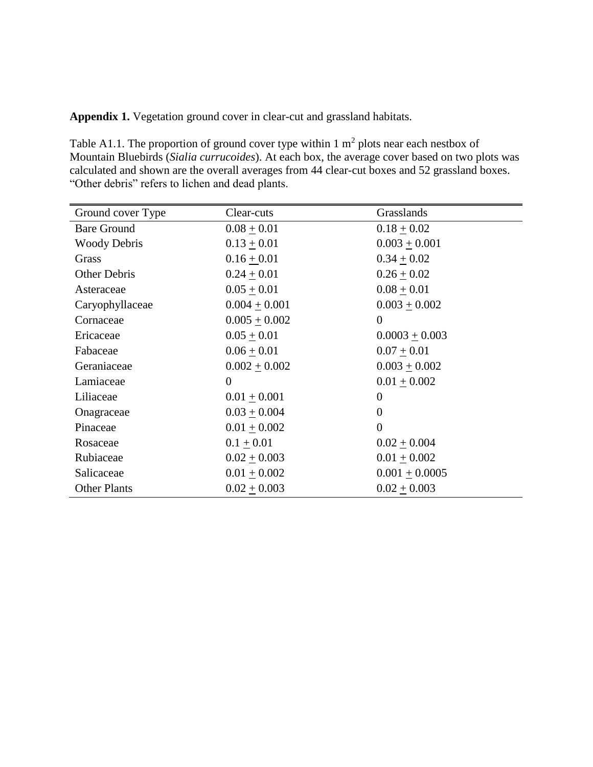**Appendix 1.** Vegetation ground cover in clear-cut and grassland habitats.

Table A1.1. The proportion of ground cover type within 1 $m^2$ plots near each nestbox of Mountain Bluebirds (*Sialia currucoides*). At each box, the average cover based on two plots was calculated and shown are the overall averages from 44 clear-cut boxes and 52 grassland boxes. "Other debris" refers to lichen and dead plants.

| Ground cover Type | Clear-cuts | Grasslands |
|---|---|---|
| Bare Ground | 0.08 ± 0.01 | 0.18 ± 0.02 |
| Woody Debris | 0.13 ± 0.01 | 0.003 ± 0.001 |
| Grass | 0.16 ± 0.01 | 0.34 ± 0.02 |
| Other Debris | 0.24 ± 0.01 | 0.26 ± 0.02 |
| Asteraceae | 0.05 ± 0.01 | 0.08 ± 0.01 |
| Caryophyllaceae | 0.004 ± 0.001 | 0.003 ± 0.002 |
| Cornaceae | 0.005 ± 0.002 | 0 |
| Ericaceae | 0.05 ± 0.01 | 0.0003 ± 0.003 |
| Fabaceae | 0.06 ± 0.01 | 0.07 ± 0.01 |
| Geraniaceae | 0.002 ± 0.002 | 0.003 ± 0.002 |
| Lamiaceae | 0 | 0.01 ± 0.002 |
| Liliaceae | 0.01 ± 0.001 | 0 |
| Onagraceae | 0.03 ± 0.004 | 0 |
| Pinaceae | 0.01 ± 0.002 | 0 |
| Rosaceae | 0.1 ± 0.01 | 0.02 ± 0.004 |
| Rubiaceae | 0.02 ± 0.003 | 0.01 ± 0.002 |
| Salicaceae | 0.01 ± 0.002 | 0.001 ± 0.0005 |
| Other Plants | 0.02 ± 0.003 | 0.02 ± 0.003 |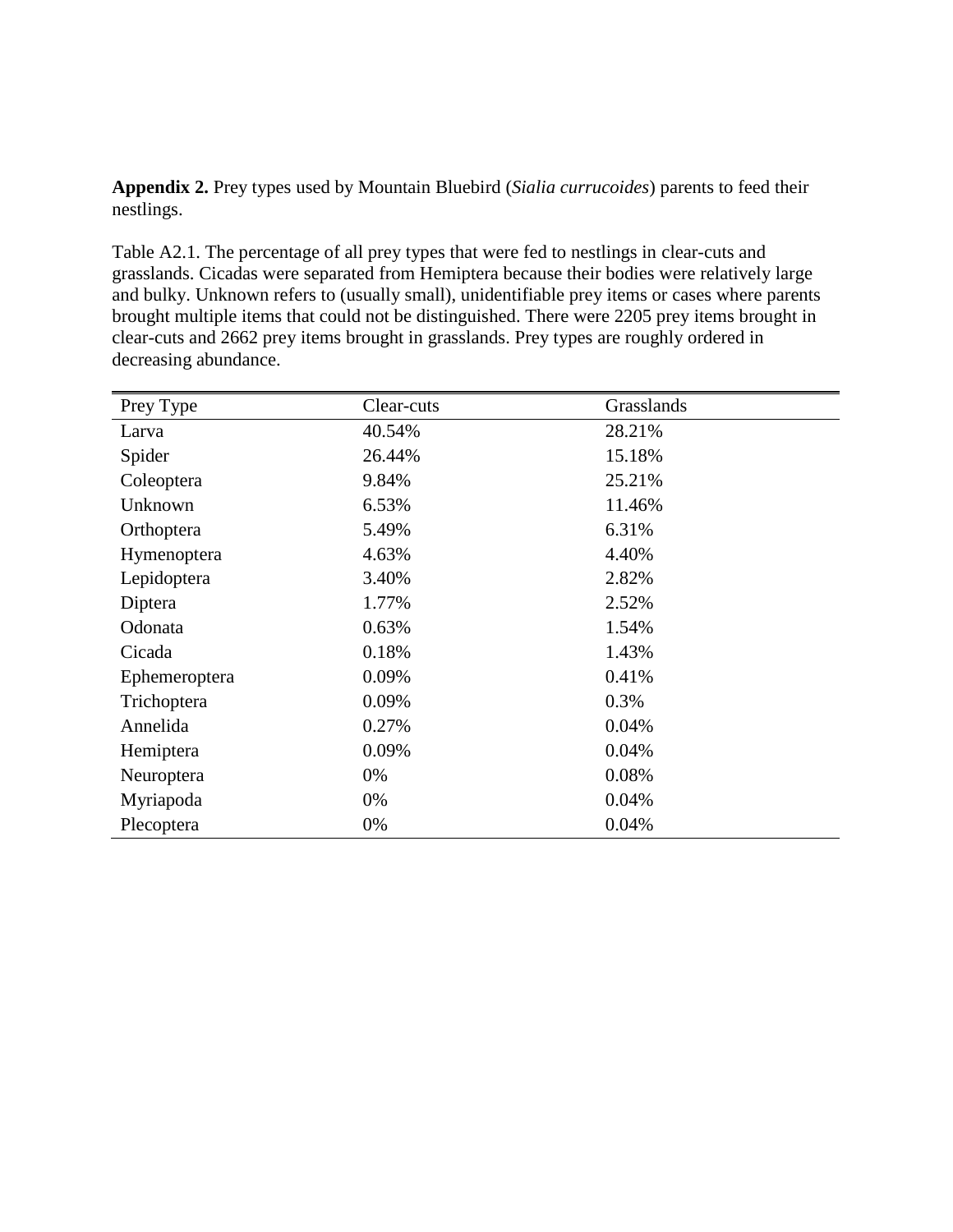**Appendix 2.** Prey types used by Mountain Bluebird (*Sialia currucoides*) parents to feed their nestlings.

Table A2.1. The percentage of all prey types that were fed to nestlings in clear-cuts and grasslands. Cicadas were separated from Hemiptera because their bodies were relatively large and bulky. Unknown refers to (usually small), unidentifiable prey items or cases where parents brought multiple items that could not be distinguished. There were 2205 prey items brought in clear-cuts and 2662 prey items brought in grasslands. Prey types are roughly ordered in decreasing abundance.

| Prey Type | Clear-cuts | Grasslands |
|---|---|---|
| Larva | 40.54% | 28.21% |
| Spider | 26.44% | 15.18% |
| Coleoptera | 9.84% | 25.21% |
| Unknown | 6.53% | 11.46% |
| Orthoptera | 5.49% | 6.31% |
| Hymenoptera | 4.63% | 4.40% |
| Lepidoptera | 3.40% | 2.82% |
| Diptera | 1.77% | 2.52% |
| Odonata | 0.63% | 1.54% |
| Cicada | 0.18% | 1.43% |
| Ephemeroptera | 0.09% | 0.41% |
| Trichoptera | 0.09% | 0.3% |
| Annelida | 0.27% | 0.04% |
| Hemiptera | 0.09% | 0.04% |
| Neuroptera | 0% | 0.08% |
| Myriapoda | 0% | 0.04% |
| Plecoptera | 0% | 0.04% |